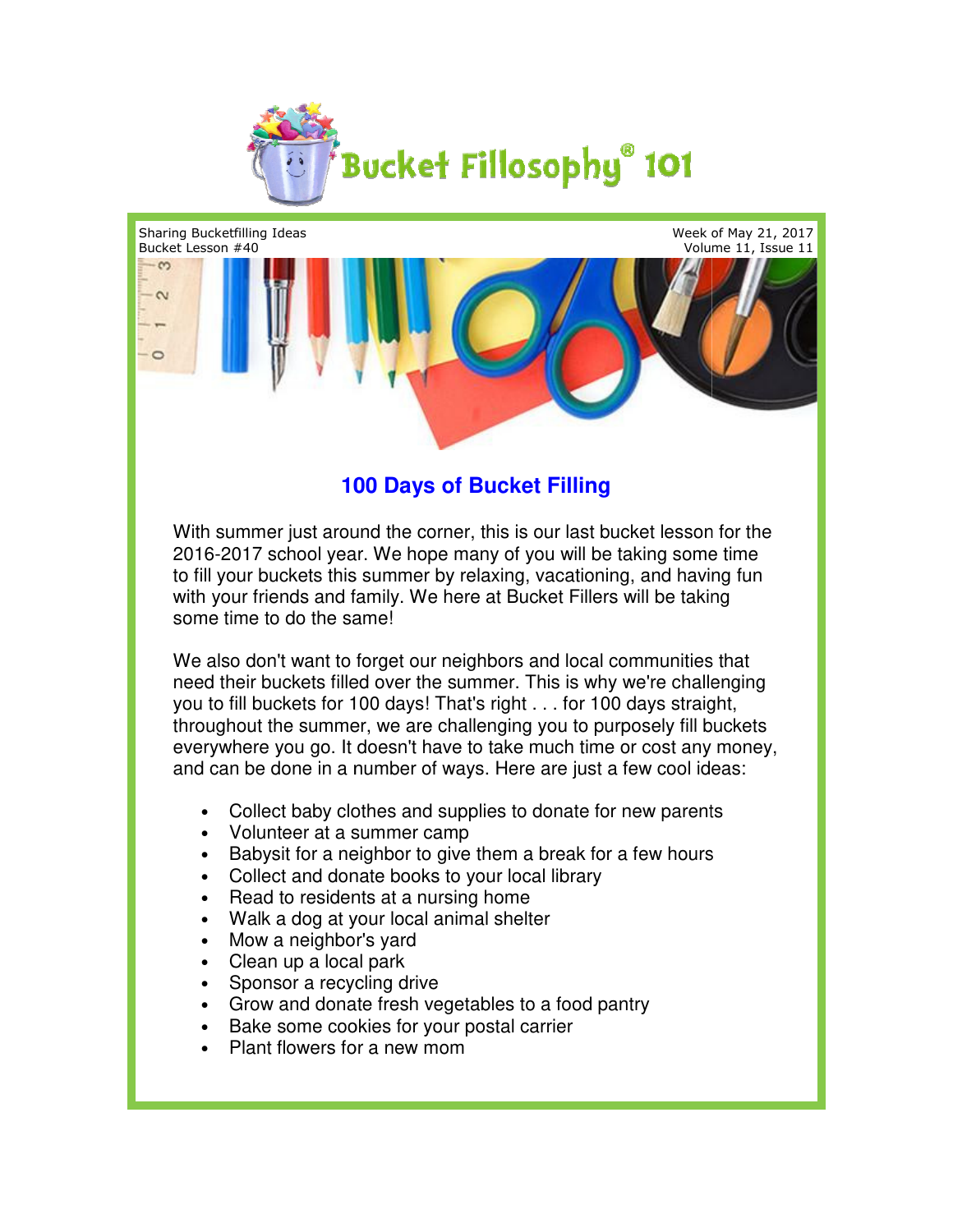# Bucket Fillosophy® 101

Sharing Bucketfilling Ideas
Bucket Lesson #40

Week of May 21, 2017
Volume 11, Issue 11

## 100 Days of Bucket Filling

With summer just around the corner, this is our last bucket lesson for the 2016-2017 school year. We hope many of you will be taking some time to fill your buckets this summer by relaxing, vacationing, and having fun with your friends and family. We here at Bucket Fillers will be taking some time to do the same!

We also don't want to forget our neighbors and local communities that need their buckets filled over the summer. This is why we're challenging you to fill buckets for 100 days! That's right . . . for 100 days straight, throughout the summer, we are challenging you to purposely fill buckets everywhere you go. It doesn't have to take much time or cost any money, and can be done in a number of ways. Here are just a few cool ideas:

- Collect baby clothes and supplies to donate for new parents
- Volunteer at a summer camp
- Babysit for a neighbor to give them a break for a few hours
- Collect and donate books to your local library
- Read to residents at a nursing home
- Walk a dog at your local animal shelter
- Mow a neighbor's yard
- Clean up a local park
- Sponsor a recycling drive
- Grow and donate fresh vegetables to a food pantry
- Bake some cookies for your postal carrier
- Plant flowers for a new mom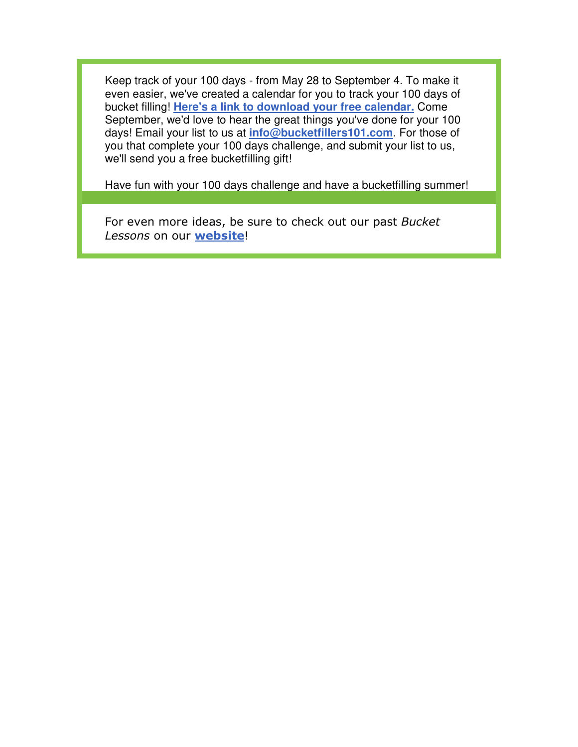Keep track of your 100 days - from May 28 to September 4. To make it even easier, we've created a calendar for you to track your 100 days of bucket filling! **Here's a link to download your free calendar.** Come September, we'd love to hear the great things you've done for your 100 days! Email your list to us at **info@bucketfillers101.com**. For those of you that complete your 100 days challenge, and submit your list to us, we'll send you a free bucketfilling gift!

Have fun with your 100 days challenge and have a bucketfilling summer!

For even more ideas, be sure to check out our past *Bucket Lessons* on our **website**!